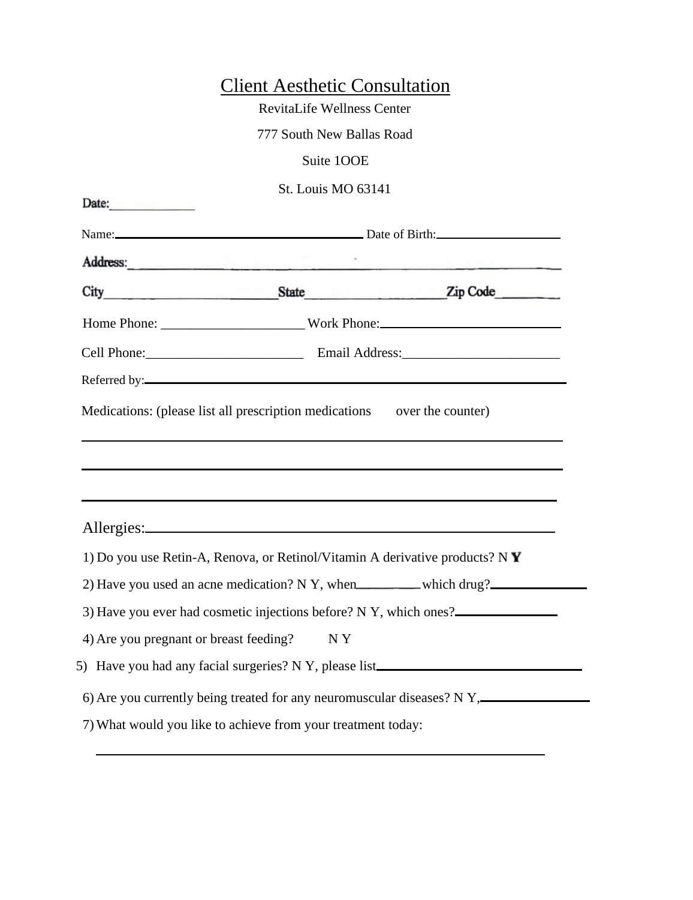# Client Aesthetic Consultation

RevitaLife Wellness Center

777 South New Ballas Road

Suite 1OOE

St. Louis MO 63141

Date:_____________

Name:_________________________________________ Date of Birth:____________________

Address:___________________________________________________________________

City___________________________State____________________Zip Code_________

Home Phone: ____________________ Work Phone:__________________________

Cell Phone:_______________________ Email Address:_______________________

Referred by:________________________________________________________________

Medications: (please list all prescription medications over the counter)

___________________________________________________________________________

___________________________________________________________________________

___________________________________________________________________________

Allergies:__________________________________________________________

1) Do you use Retin-A, Renova, or Retinol/Vitamin A derivative products? N **Y**

2) Have you used an acne medication? N Y, when_________ which drug?_______________

3) Have you ever had cosmetic injections before? N Y, which ones?_______________

4) Are you pregnant or breast feeding? N Y

5) Have you had any facial surgeries? N Y, please list_________________________________

6) Are you currently being treated for any neuromuscular diseases? N Y,________________

7) What would you like to achieve from your treatment today:

___________________________________________________________________________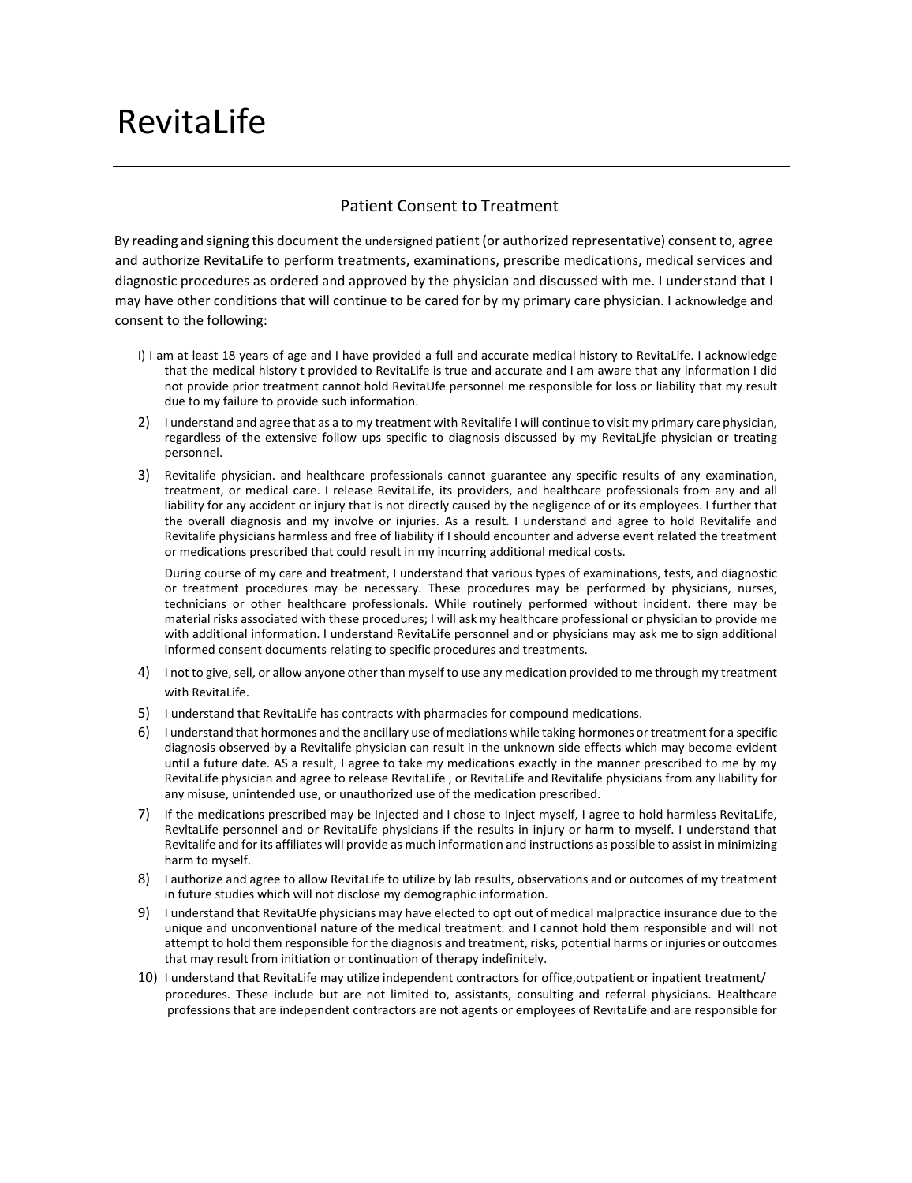# RevitaLife

## Patient Consent to Treatment

By reading and signing this document the undersigned patient (or authorized representative) consent to, agree and authorize RevitaLife to perform treatments, examinations, prescribe medications, medical services and diagnostic procedures as ordered and approved by the physician and discussed with me. I understand that I may have other conditions that will continue to be cared for by my primary care physician. I acknowledge and consent to the following:

I) I am at least 18 years of age and I have provided a full and accurate medical history to RevitaLife. I acknowledge that the medical history t provided to RevitaLife is true and accurate and I am aware that any information I did not provide prior treatment cannot hold RevitaUfe personnel me responsible for loss or liability that my result due to my failure to provide such information.

2) I understand and agree that as a to my treatment with Revitalife I will continue to visit my primary care physician, regardless of the extensive follow ups specific to diagnosis discussed by my RevitaLjfe physician or treating personnel.

3) Revitalife physician. and healthcare professionals cannot guarantee any specific results of any examination, treatment, or medical care. I release RevitaLife, its providers, and healthcare professionals from any and all liability for any accident or injury that is not directly caused by the negligence of or its employees. I further that the overall diagnosis and my involve or injuries. As a result. I understand and agree to hold Revitalife and Revitalife physicians harmless and free of liability if I should encounter and adverse event related the treatment or medications prescribed that could result in my incurring additional medical costs.

   During course of my care and treatment, I understand that various types of examinations, tests, and diagnostic or treatment procedures may be necessary. These procedures may be performed by physicians, nurses, technicians or other healthcare professionals. While routinely performed without incident. there may be material risks associated with these procedures; I will ask my healthcare professional or physician to provide me with additional information. I understand RevitaLife personnel and or physicians may ask me to sign additional informed consent documents relating to specific procedures and treatments.

4) I not to give, sell, or allow anyone other than myself to use any medication provided to me through my treatment with RevitaLife.

5) I understand that RevitaLife has contracts with pharmacies for compound medications.

6) I understand that hormones and the ancillary use of mediations while taking hormones or treatment for a specific diagnosis observed by a Revitalife physician can result in the unknown side effects which may become evident until a future date. AS a result, I agree to take my medications exactly in the manner prescribed to me by my RevitaLife physician and agree to release RevitaLife , or RevitaLife and Revitalife physicians from any liability for any misuse, unintended use, or unauthorized use of the medication prescribed.

7) If the medications prescribed may be Injected and I chose to Inject myself, I agree to hold harmless RevitaLife, RevltaLife personnel and or RevitaLife physicians if the results in injury or harm to myself. I understand that Revitalife and for its affiliates will provide as much information and instructions as possible to assist in minimizing harm to myself.

8) I authorize and agree to allow RevitaLife to utilize by lab results, observations and or outcomes of my treatment in future studies which will not disclose my demographic information.

9) I understand that RevitaUfe physicians may have elected to opt out of medical malpractice insurance due to the unique and unconventional nature of the medical treatment. and I cannot hold them responsible and will not attempt to hold them responsible for the diagnosis and treatment, risks, potential harms or injuries or outcomes that may result from initiation or continuation of therapy indefinitely.

10) I understand that RevitaLife may utilize independent contractors for office,outpatient or inpatient treatment/ procedures. These include but are not limited to, assistants, consulting and referral physicians. Healthcare professions that are independent contractors are not agents or employees of RevitaLife and are responsible for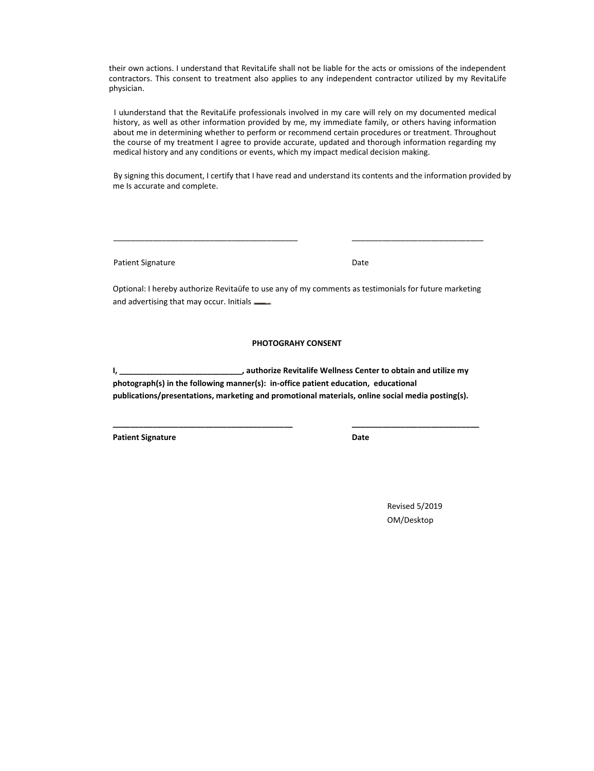their own actions. I understand that RevitaLife shall not be liable for the acts or omissions of the independent contractors. This consent to treatment also applies to any independent contractor utilized by my RevitaLife physician.

I u|understand that the RevitaLife professionals involved in my care will rely on my documented medical history, as well as other information provided by me, my immediate family, or others having information about me in determining whether to perform or recommend certain procedures or treatment. Throughout the course of my treatment I agree to provide accurate, updated and thorough information regarding my medical history and any conditions or events, which my impact medical decision making.

By signing this document, I certify that I have read and understand its contents and the information provided by me Is accurate and complete.

___________________________________________ ______________________________

Patient Signature Date

Optional: I hereby authorize Revitaüfe to use any of my comments as testimonials for future marketing and advertising that may occur. Initials ____

**PHOTOGRAHY CONSENT**

**I, ___________________________, authorize Revitalife Wellness Center to obtain and utilize my photograph(s) in the following manner(s): in-office patient education, educational publications/presentations, marketing and promotional materials, online social media posting(s).**

**_________________________________________ _____________________________**

**Patient Signature Date**

Revised 5/2019
OM/Desktop